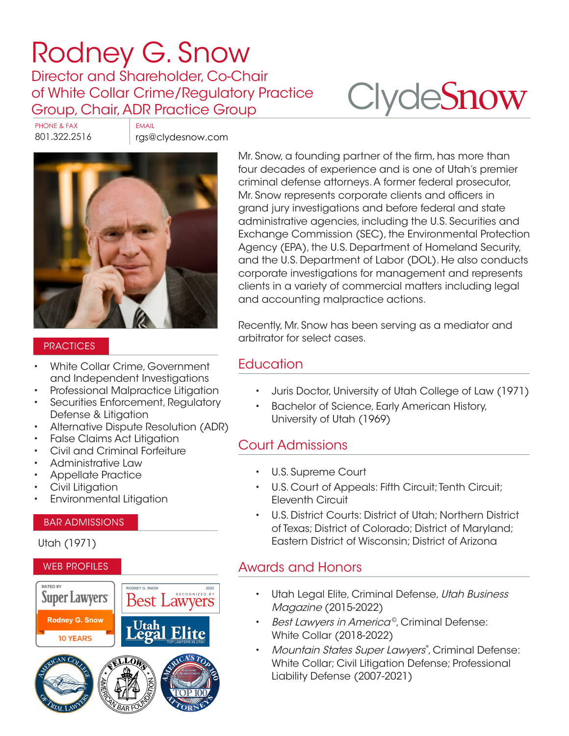# Rodney G. Snow

## Director and Shareholder, Co-Chair of White Collar Crime/Regulatory Practice Group, Chair, ADR Practice Group

ClydeSnow

PHONE & FAX
801.322.2516

EMAIL
rgs@clydesnow.com

Mr. Snow, a founding partner of the firm, has more than four decades of experience and is one of Utah's premier criminal defense attorneys. A former federal prosecutor, Mr. Snow represents corporate clients and officers in grand jury investigations and before federal and state administrative agencies, including the U.S. Securities and Exchange Commission (SEC), the Environmental Protection Agency (EPA), the U.S. Department of Homeland Security, and the U.S. Department of Labor (DOL). He also conducts corporate investigations for management and represents clients in a variety of commercial matters including legal and accounting malpractice actions.

Recently, Mr. Snow has been serving as a mediator and arbitrator for select cases.

## PRACTICES

- White Collar Crime, Government and Independent Investigations
- Professional Malpractice Litigation
- Securities Enforcement, Regulatory Defense & Litigation
- Alternative Dispute Resolution (ADR)
- False Claims Act Litigation
- Civil and Criminal Forfeiture
- Administrative Law
- Appellate Practice
- Civil Litigation
- Environmental Litigation

## BAR ADMISSIONS

Utah (1971)

## WEB PROFILES

Rated by Super Lawyers — Rodney G. Snow — 10 Years

Rodney G. Snow — Recognized by Best Lawyers — 2020

Utah Legal Elite — Top Lawyers in Utah

American College of Trial Lawyers

Fellows — American Bar Foundation

America's Top 100 Attorneys — Lifetime Achievement — Top 100

## Education

- Juris Doctor, University of Utah College of Law (1971)
- Bachelor of Science, Early American History, University of Utah (1969)

## Court Admissions

- U.S. Supreme Court
- U.S. Court of Appeals: Fifth Circuit; Tenth Circuit; Eleventh Circuit
- U.S. District Courts: District of Utah; Northern District of Texas; District of Colorado; District of Maryland; Eastern District of Wisconsin; District of Arizona

## Awards and Honors

- Utah Legal Elite, Criminal Defense, *Utah Business Magazine* (2015-2022)
- *Best Lawyers in America*©, Criminal Defense: White Collar (2018-2022)
- *Mountain States Super Lawyers*®, Criminal Defense: White Collar; Civil Litigation Defense; Professional Liability Defense (2007-2021)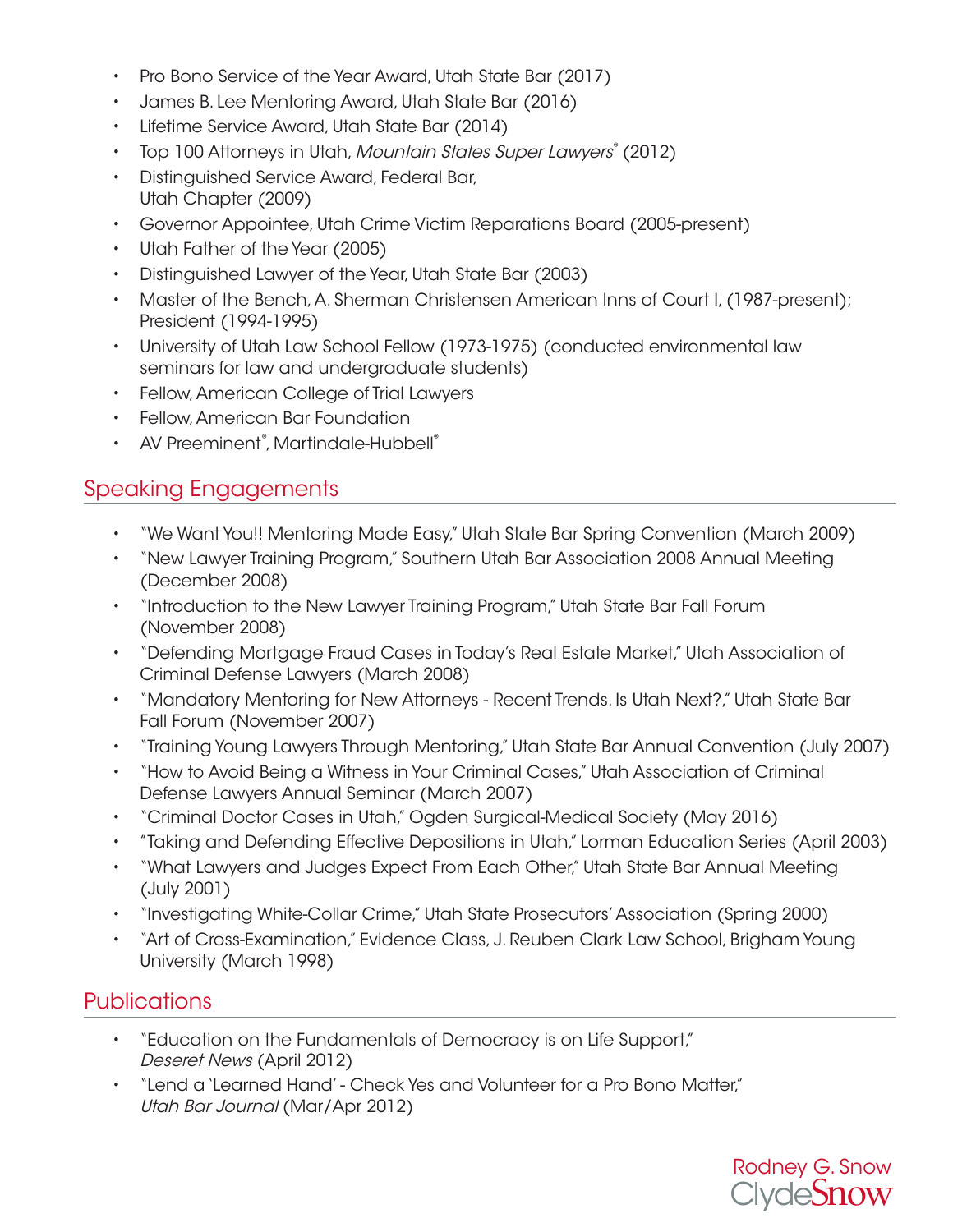- Pro Bono Service of the Year Award, Utah State Bar (2017)
- James B. Lee Mentoring Award, Utah State Bar (2016)
- Lifetime Service Award, Utah State Bar (2014)
- Top 100 Attorneys in Utah, *Mountain States Super Lawyers®* (2012)
- Distinguished Service Award, Federal Bar, Utah Chapter (2009)
- Governor Appointee, Utah Crime Victim Reparations Board (2005-present)
- Utah Father of the Year (2005)
- Distinguished Lawyer of the Year, Utah State Bar (2003)
- Master of the Bench, A. Sherman Christensen American Inns of Court I, (1987-present); President (1994-1995)
- University of Utah Law School Fellow (1973-1975) (conducted environmental law seminars for law and undergraduate students)
- Fellow, American College of Trial Lawyers
- Fellow, American Bar Foundation
- AV Preeminent®, Martindale-Hubbell®

## Speaking Engagements

- "We Want You!! Mentoring Made Easy," Utah State Bar Spring Convention (March 2009)
- "New Lawyer Training Program," Southern Utah Bar Association 2008 Annual Meeting (December 2008)
- "Introduction to the New Lawyer Training Program," Utah State Bar Fall Forum (November 2008)
- "Defending Mortgage Fraud Cases in Today's Real Estate Market," Utah Association of Criminal Defense Lawyers (March 2008)
- "Mandatory Mentoring for New Attorneys - Recent Trends. Is Utah Next?," Utah State Bar Fall Forum (November 2007)
- "Training Young Lawyers Through Mentoring," Utah State Bar Annual Convention (July 2007)
- "How to Avoid Being a Witness in Your Criminal Cases," Utah Association of Criminal Defense Lawyers Annual Seminar (March 2007)
- "Criminal Doctor Cases in Utah," Ogden Surgical-Medical Society (May 2016)
- "Taking and Defending Effective Depositions in Utah," Lorman Education Series (April 2003)
- "What Lawyers and Judges Expect From Each Other," Utah State Bar Annual Meeting (July 2001)
- "Investigating White-Collar Crime," Utah State Prosecutors' Association (Spring 2000)
- "Art of Cross-Examination," Evidence Class, J. Reuben Clark Law School, Brigham Young University (March 1998)

## Publications

- "Education on the Fundamentals of Democracy is on Life Support," *Deseret News* (April 2012)
- "Lend a 'Learned Hand' - Check Yes and Volunteer for a Pro Bono Matter," *Utah Bar Journal* (Mar/Apr 2012)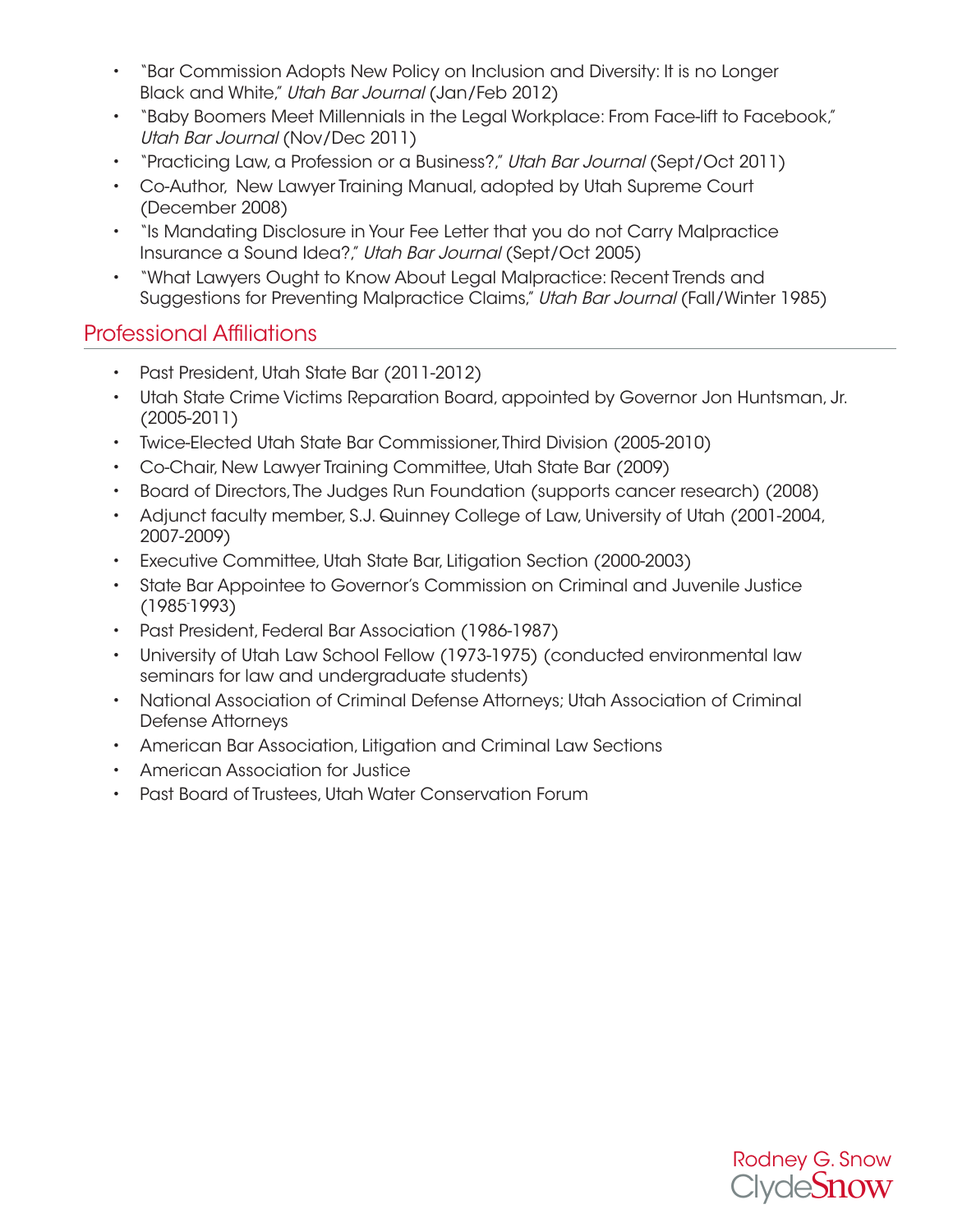- "Bar Commission Adopts New Policy on Inclusion and Diversity: It is no Longer Black and White," *Utah Bar Journal* (Jan/Feb 2012)
- "Baby Boomers Meet Millennials in the Legal Workplace: From Face-lift to Facebook," *Utah Bar Journal* (Nov/Dec 2011)
- "Practicing Law, a Profession or a Business?," *Utah Bar Journal* (Sept/Oct 2011)
- Co-Author, New Lawyer Training Manual, adopted by Utah Supreme Court (December 2008)
- "Is Mandating Disclosure in Your Fee Letter that you do not Carry Malpractice Insurance a Sound Idea?," *Utah Bar Journal* (Sept/Oct 2005)
- "What Lawyers Ought to Know About Legal Malpractice: Recent Trends and Suggestions for Preventing Malpractice Claims," *Utah Bar Journal* (Fall/Winter 1985)

## Professional Affiliations

- Past President, Utah State Bar (2011-2012)
- Utah State Crime Victims Reparation Board, appointed by Governor Jon Huntsman, Jr. (2005-2011)
- Twice-Elected Utah State Bar Commissioner, Third Division (2005-2010)
- Co-Chair, New Lawyer Training Committee, Utah State Bar (2009)
- Board of Directors, The Judges Run Foundation (supports cancer research) (2008)
- Adjunct faculty member, S.J. Quinney College of Law, University of Utah (2001-2004, 2007-2009)
- Executive Committee, Utah State Bar, Litigation Section (2000-2003)
- State Bar Appointee to Governor's Commission on Criminal and Juvenile Justice (1985-1993)
- Past President, Federal Bar Association (1986-1987)
- University of Utah Law School Fellow (1973-1975) (conducted environmental law seminars for law and undergraduate students)
- National Association of Criminal Defense Attorneys; Utah Association of Criminal Defense Attorneys
- American Bar Association, Litigation and Criminal Law Sections
- American Association for Justice
- Past Board of Trustees, Utah Water Conservation Forum